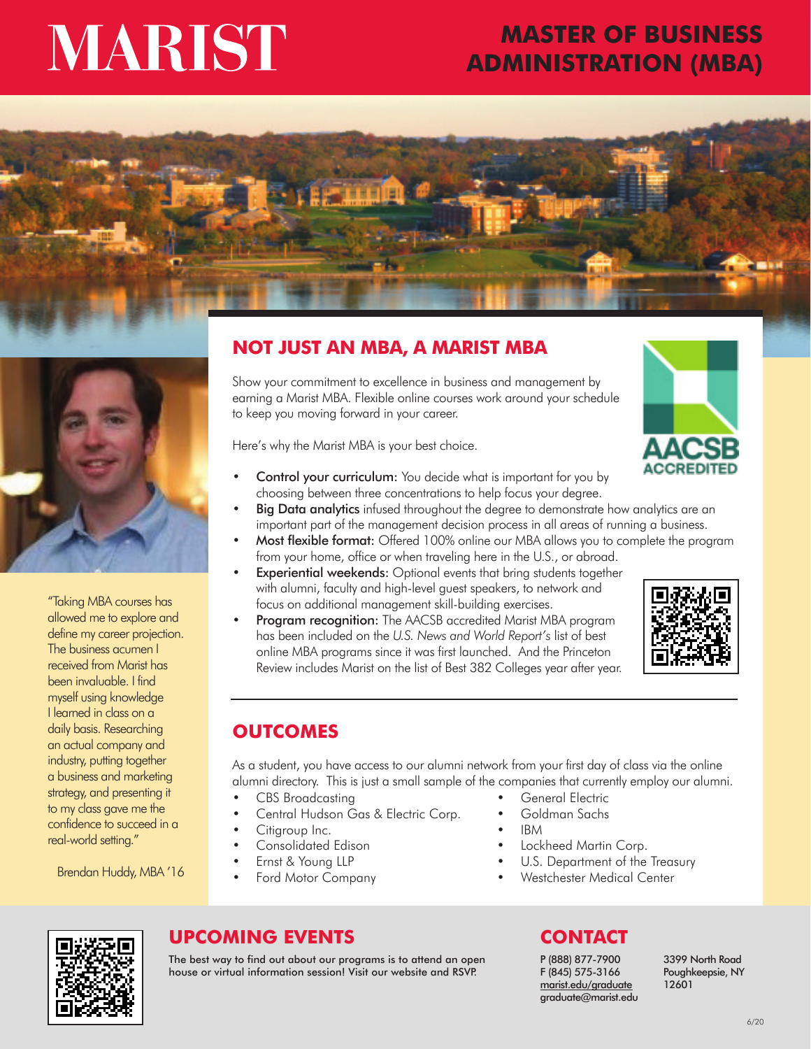# MARIST

# MASTER OF BUSINESS ADMINISTRATION (MBA)

## NOT JUST AN MBA, A MARIST MBA

Show your commitment to excellence in business and management by earning a Marist MBA. Flexible online courses work around your schedule to keep you moving forward in your career.

Here's why the Marist MBA is your best choice.

AACSB ACCREDITED

- **Control your curriculum:** You decide what is important for you by choosing between three concentrations to help focus your degree.
- **Big Data analytics** infused throughout the degree to demonstrate how analytics are an important part of the management decision process in all areas of running a business.
- **Most flexible format:** Offered 100% online our MBA allows you to complete the program from your home, office or when traveling here in the U.S., or abroad.
- **Experiential weekends:** Optional events that bring students together with alumni, faculty and high-level guest speakers, to network and focus on additional management skill-building exercises.
- **Program recognition:** The AACSB accredited Marist MBA program has been included on the *U.S. News and World Report's* list of best online MBA programs since it was first launched. And the Princeton Review includes Marist on the list of Best 382 Colleges year after year.

"Taking MBA courses has allowed me to explore and define my career projection. The business acumen I received from Marist has been invaluable. I find myself using knowledge I learned in class on a daily basis. Researching an actual company and industry, putting together a business and marketing strategy, and presenting it to my class gave me the confidence to succeed in a real-world setting."

Brendan Huddy, MBA '16

## OUTCOMES

As a student, you have access to our alumni network from your first day of class via the online alumni directory. This is just a small sample of the companies that currently employ our alumni.

- CBS Broadcasting
- Central Hudson Gas & Electric Corp.
- Citigroup Inc.
- Consolidated Edison
- Ernst & Young LLP
- Ford Motor Company
- General Electric
- Goldman Sachs
- IBM
- Lockheed Martin Corp.
- U.S. Department of the Treasury
- Westchester Medical Center

## UPCOMING EVENTS

The best way to find out about our programs is to attend an open house or virtual information session! Visit our website and RSVP.

## CONTACT

P (888) 877-7900
F (845) 575-3166
marist.edu/graduate
graduate@marist.edu

3399 North Road
Poughkeepsie, NY
12601

6/20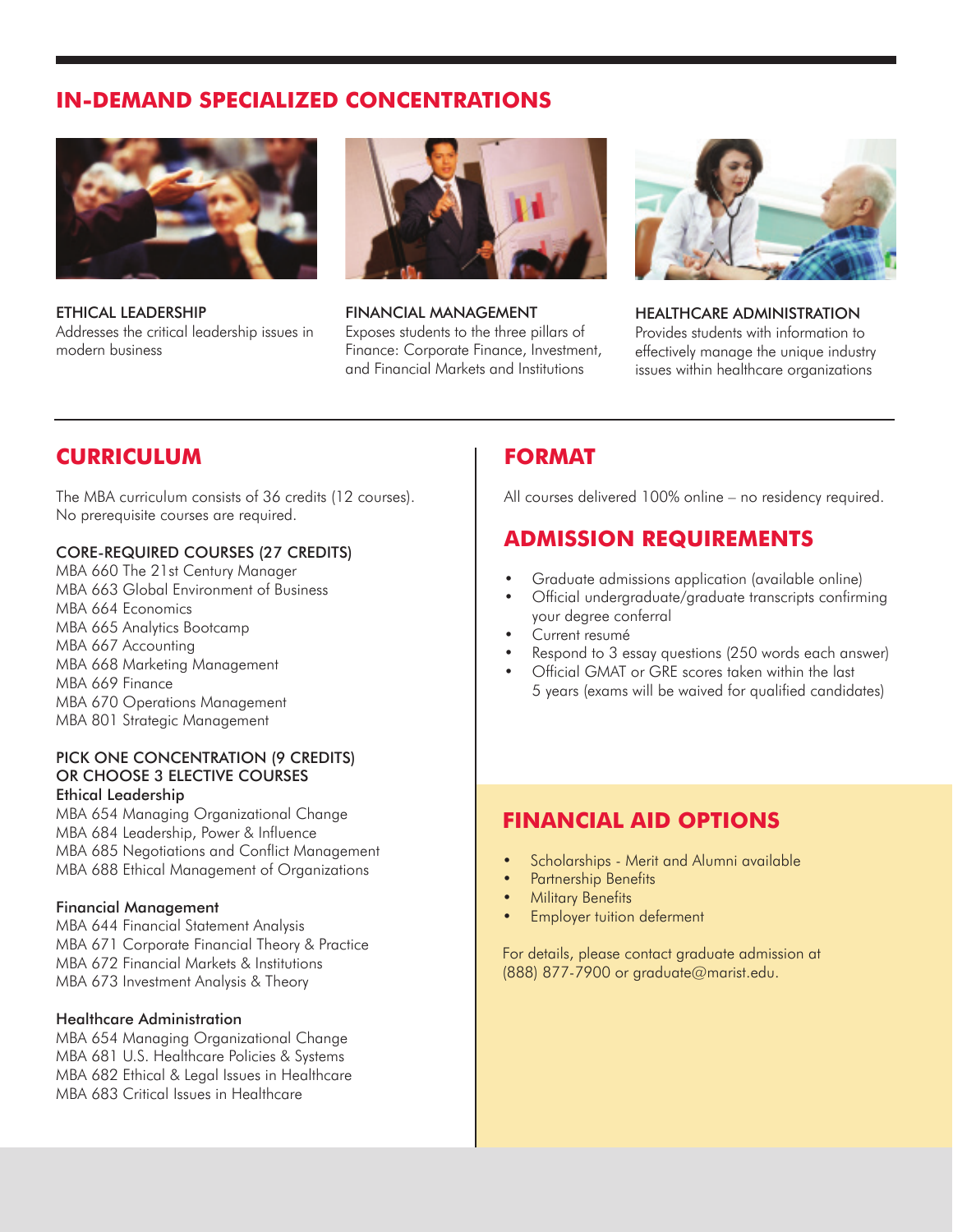## IN-DEMAND SPECIALIZED CONCENTRATIONS

**ETHICAL LEADERSHIP**
Addresses the critical leadership issues in modern business

**FINANCIAL MANAGEMENT**
Exposes students to the three pillars of Finance: Corporate Finance, Investment, and Financial Markets and Institutions

**HEALTHCARE ADMINISTRATION**
Provides students with information to effectively manage the unique industry issues within healthcare organizations

## CURRICULUM

The MBA curriculum consists of 36 credits (12 courses). No prerequisite courses are required.

### CORE-REQUIRED COURSES (27 CREDITS)

MBA 660 The 21st Century Manager
MBA 663 Global Environment of Business
MBA 664 Economics
MBA 665 Analytics Bootcamp
MBA 667 Accounting
MBA 668 Marketing Management
MBA 669 Finance
MBA 670 Operations Management
MBA 801 Strategic Management

### PICK ONE CONCENTRATION (9 CREDITS) OR CHOOSE 3 ELECTIVE COURSES

**Ethical Leadership**
MBA 654 Managing Organizational Change
MBA 684 Leadership, Power & Influence
MBA 685 Negotiations and Conflict Management
MBA 688 Ethical Management of Organizations

**Financial Management**
MBA 644 Financial Statement Analysis
MBA 671 Corporate Financial Theory & Practice
MBA 672 Financial Markets & Institutions
MBA 673 Investment Analysis & Theory

**Healthcare Administration**
MBA 654 Managing Organizational Change
MBA 681 U.S. Healthcare Policies & Systems
MBA 682 Ethical & Legal Issues in Healthcare
MBA 683 Critical Issues in Healthcare

## FORMAT

All courses delivered 100% online – no residency required.

## ADMISSION REQUIREMENTS

- Graduate admissions application (available online)
- Official undergraduate/graduate transcripts confirming your degree conferral
- Current resumé
- Respond to 3 essay questions (250 words each answer)
- Official GMAT or GRE scores taken within the last 5 years (exams will be waived for qualified candidates)

## FINANCIAL AID OPTIONS

- Scholarships - Merit and Alumni available
- Partnership Benefits
- Military Benefits
- Employer tuition deferment

For details, please contact graduate admission at (888) 877-7900 or graduate@marist.edu.